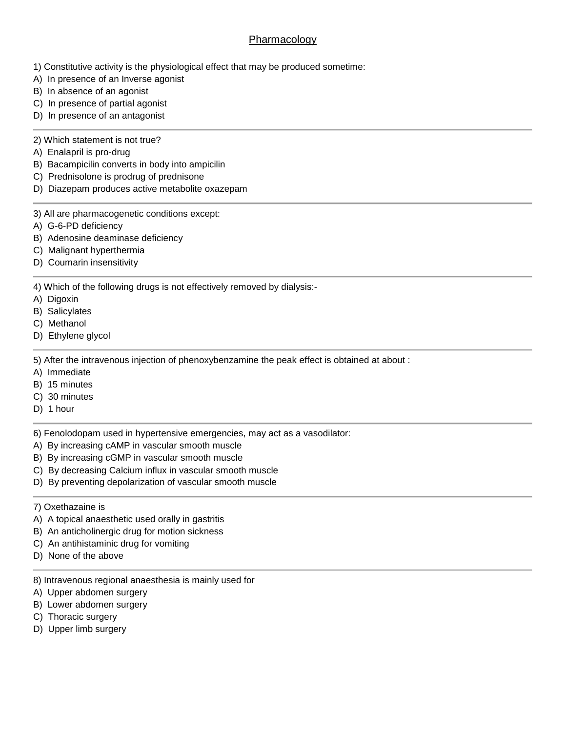# Pharmacology

1) Constitutive activity is the physiological effect that may be produced sometime:

A) In presence of an Inverse agonist
B) In absence of an agonist
C) In presence of partial agonist
D) In presence of an antagonist

---

2) Which statement is not true?

A) Enalapril is pro-drug
B) Bacampicilin converts in body into ampicilin
C) Prednisolone is prodrug of prednisone
D) Diazepam produces active metabolite oxazepam

---

3) All are pharmacogenetic conditions except:

A) G-6-PD deficiency
B) Adenosine deaminase deficiency
C) Malignant hyperthermia
D) Coumarin insensitivity

---

4) Which of the following drugs is not effectively removed by dialysis:-

A) Digoxin
B) Salicylates
C) Methanol
D) Ethylene glycol

---

5) After the intravenous injection of phenoxybenzamine the peak effect is obtained at about :

A) Immediate
B) 15 minutes
C) 30 minutes
D) 1 hour

---

6) Fenolodopam used in hypertensive emergencies, may act as a vasodilator:

A) By increasing cAMP in vascular smooth muscle
B) By increasing cGMP in vascular smooth muscle
C) By decreasing Calcium influx in vascular smooth muscle
D) By preventing depolarization of vascular smooth muscle

---

7) Oxethazaine is

A) A topical anaesthetic used orally in gastritis
B) An anticholinergic drug for motion sickness
C) An antihistaminic drug for vomiting
D) None of the above

---

8) Intravenous regional anaesthesia is mainly used for

A) Upper abdomen surgery
B) Lower abdomen surgery
C) Thoracic surgery
D) Upper limb surgery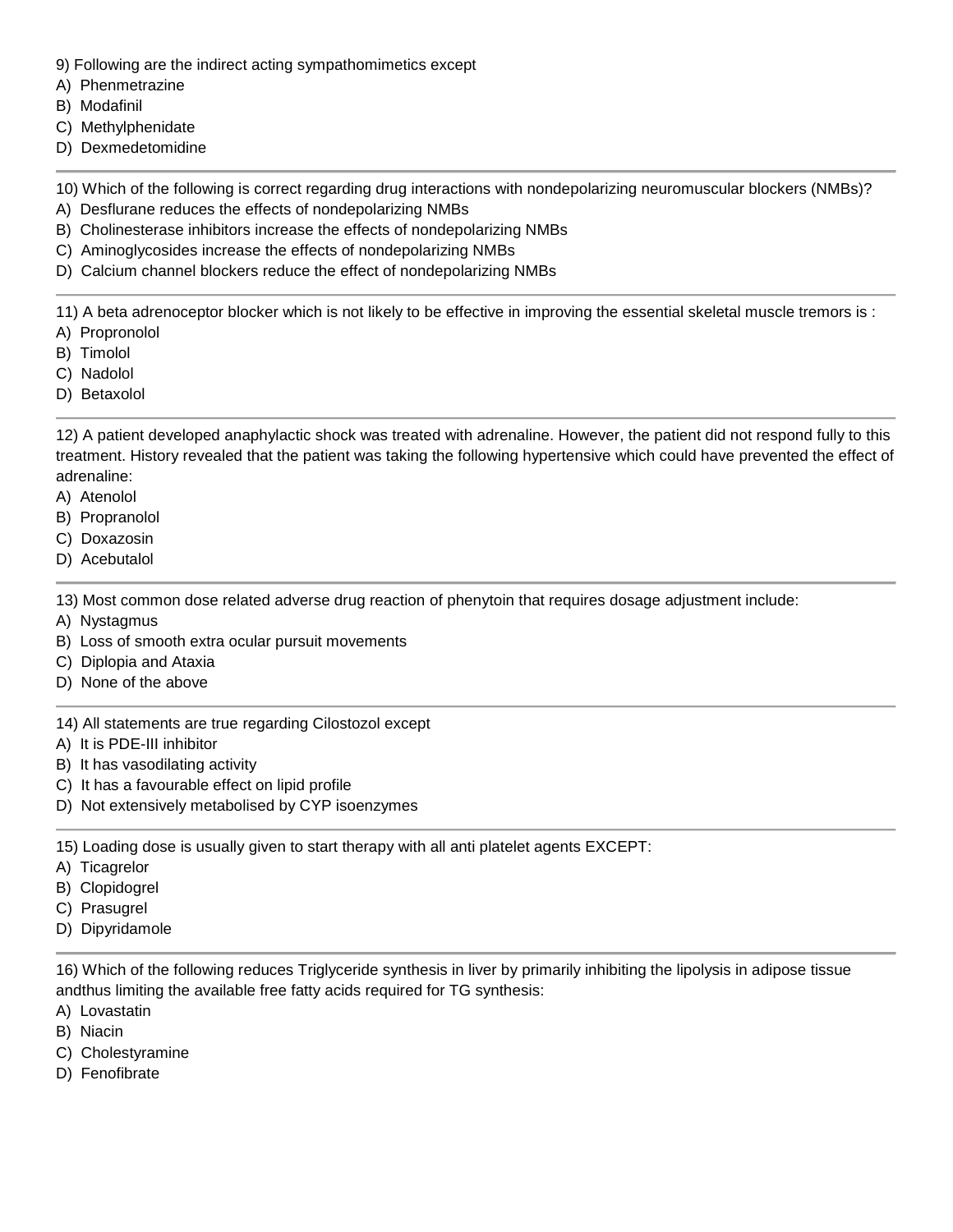9) Following are the indirect acting sympathomimetics except
A) Phenmetrazine
B) Modafinil
C) Methylphenidate
D) Dexmedetomidine

---

10) Which of the following is correct regarding drug interactions with nondepolarizing neuromuscular blockers (NMBs)?
A) Desflurane reduces the effects of nondepolarizing NMBs
B) Cholinesterase inhibitors increase the effects of nondepolarizing NMBs
C) Aminoglycosides increase the effects of nondepolarizing NMBs
D) Calcium channel blockers reduce the effect of nondepolarizing NMBs

---

11) A beta adrenoceptor blocker which is not likely to be effective in improving the essential skeletal muscle tremors is :
A) Propronolol
B) Timolol
C) Nadolol
D) Betaxolol

---

12) A patient developed anaphylactic shock was treated with adrenaline. However, the patient did not respond fully to this treatment. History revealed that the patient was taking the following hypertensive which could have prevented the effect of adrenaline:
A) Atenolol
B) Propranolol
C) Doxazosin
D) Acebutalol

---

13) Most common dose related adverse drug reaction of phenytoin that requires dosage adjustment include:
A) Nystagmus
B) Loss of smooth extra ocular pursuit movements
C) Diplopia and Ataxia
D) None of the above

---

14) All statements are true regarding Cilostozol except
A) It is PDE-III inhibitor
B) It has vasodilating activity
C) It has a favourable effect on lipid profile
D) Not extensively metabolised by CYP isoenzymes

---

15) Loading dose is usually given to start therapy with all anti platelet agents EXCEPT:
A) Ticagrelor
B) Clopidogrel
C) Prasugrel
D) Dipyridamole

---

16) Which of the following reduces Triglyceride synthesis in liver by primarily inhibiting the lipolysis in adipose tissue andthus limiting the available free fatty acids required for TG synthesis:
A) Lovastatin
B) Niacin
C) Cholestyramine
D) Fenofibrate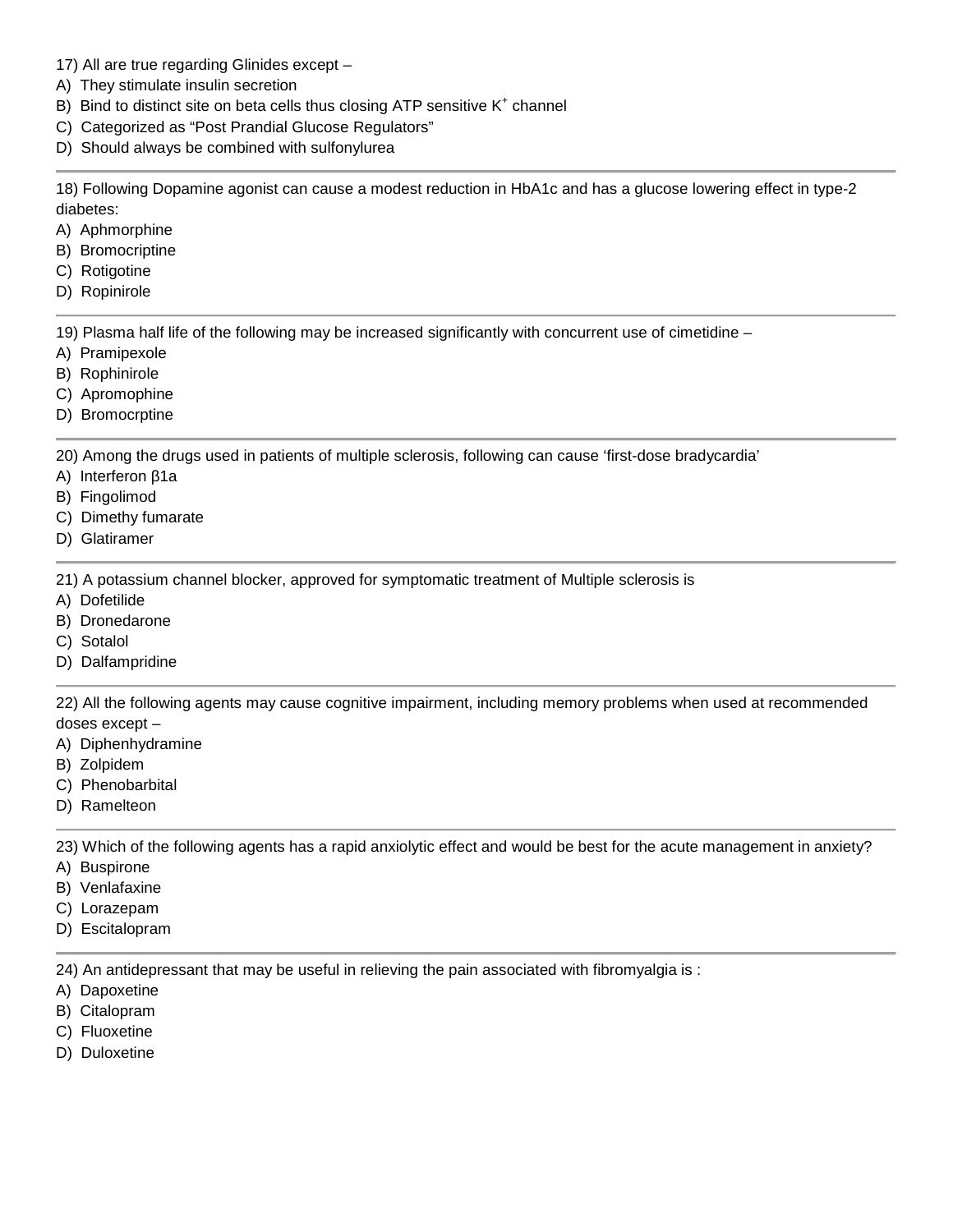17) All are true regarding Glinides except –

A) They stimulate insulin secretion
B) Bind to distinct site on beta cells thus closing ATP sensitive $K^+$ channel
C) Categorized as “Post Prandial Glucose Regulators”
D) Should always be combined with sulfonylurea

---

18) Following Dopamine agonist can cause a modest reduction in HbA1c and has a glucose lowering effect in type-2 diabetes:

A) Aphmorphine
B) Bromocriptine
C) Rotigotine
D) Ropinirole

---

19) Plasma half life of the following may be increased significantly with concurrent use of cimetidine –

A) Pramipexole
B) Rophinirole
C) Apromophine
D) Bromocrptine

---

20) Among the drugs used in patients of multiple sclerosis, following can cause ‘first-dose bradycardia’

A) Interferon β1a
B) Fingolimod
C) Dimethy fumarate
D) Glatiramer

---

21) A potassium channel blocker, approved for symptomatic treatment of Multiple sclerosis is

A) Dofetilide
B) Dronedarone
C) Sotalol
D) Dalfampridine

---

22) All the following agents may cause cognitive impairment, including memory problems when used at recommended doses except –

A) Diphenhydramine
B) Zolpidem
C) Phenobarbital
D) Ramelteon

---

23) Which of the following agents has a rapid anxiolytic effect and would be best for the acute management in anxiety?

A) Buspirone
B) Venlafaxine
C) Lorazepam
D) Escitalopram

---

24) An antidepressant that may be useful in relieving the pain associated with fibromyalgia is :

A) Dapoxetine
B) Citalopram
C) Fluoxetine
D) Duloxetine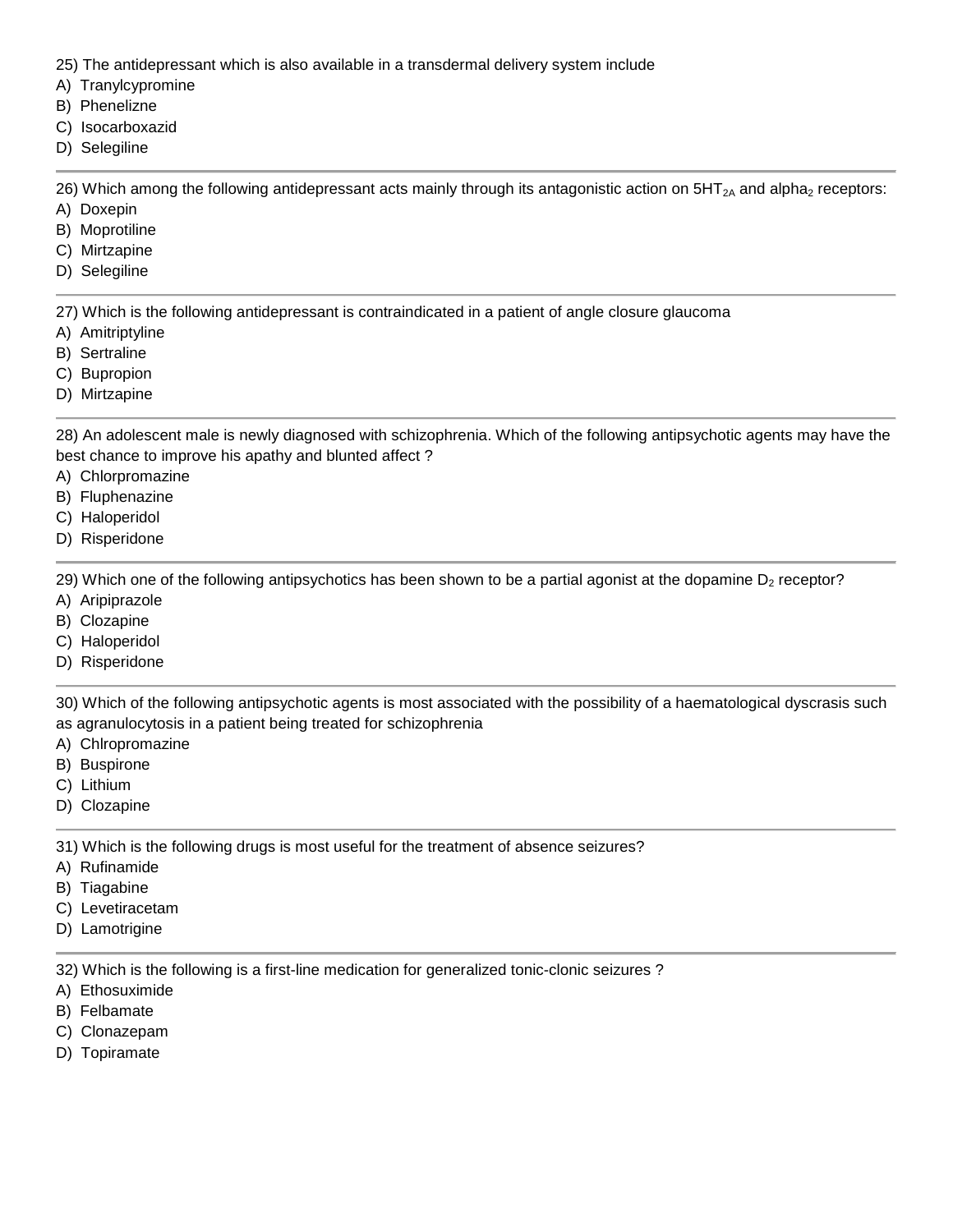25) The antidepressant which is also available in a transdermal delivery system include

A) Tranylcypromine
B) Phenelizne
C) Isocarboxazid
D) Selegiline

---

26) Which among the following antidepressant acts mainly through its antagonistic action on $5HT_{2A}$ and $alpha_2$ receptors:

A) Doxepin
B) Moprotiline
C) Mirtzapine
D) Selegiline

---

27) Which is the following antidepressant is contraindicated in a patient of angle closure glaucoma

A) Amitriptyline
B) Sertraline
C) Bupropion
D) Mirtzapine

---

28) An adolescent male is newly diagnosed with schizophrenia. Which of the following antipsychotic agents may have the best chance to improve his apathy and blunted affect ?

A) Chlorpromazine
B) Fluphenazine
C) Haloperidol
D) Risperidone

---

29) Which one of the following antipsychotics has been shown to be a partial agonist at the dopamine $D_2$ receptor?

A) Aripiprazole
B) Clozapine
C) Haloperidol
D) Risperidone

---

30) Which of the following antipsychotic agents is most associated with the possibility of a haematological dyscrasis such as agranulocytosis in a patient being treated for schizophrenia

A) Chlropromazine
B) Buspirone
C) Lithium
D) Clozapine

---

31) Which is the following drugs is most useful for the treatment of absence seizures?

A) Rufinamide
B) Tiagabine
C) Levetiracetam
D) Lamotrigine

---

32) Which is the following is a first-line medication for generalized tonic-clonic seizures ?

A) Ethosuximide
B) Felbamate
C) Clonazepam
D) Topiramate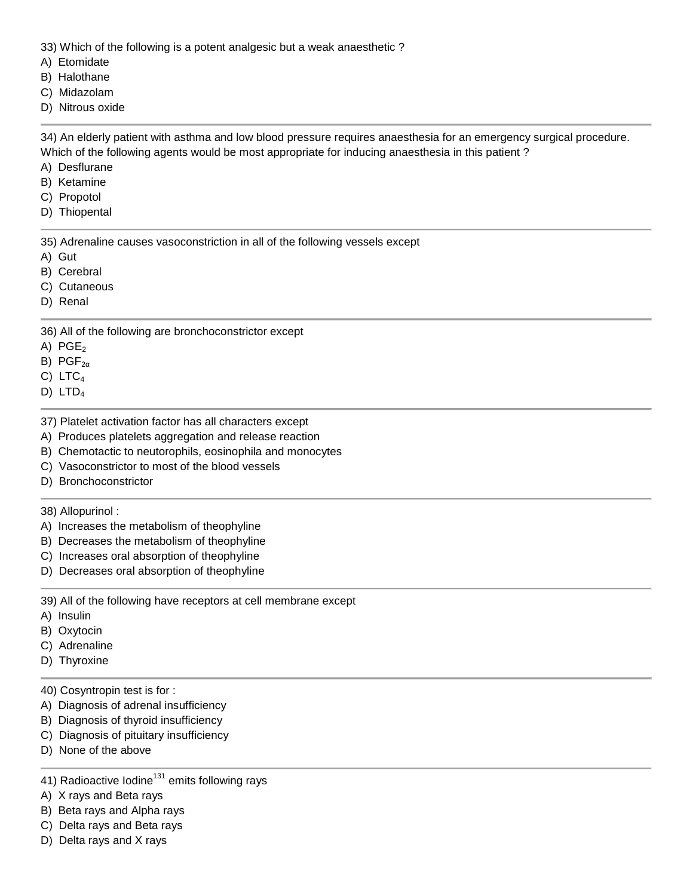33) Which of the following is a potent analgesic but a weak anaesthetic ?
A)  Etomidate
B)  Halothane
C)  Midazolam
D)  Nitrous oxide

---

34) An elderly patient with asthma and low blood pressure requires anaesthesia for an emergency surgical procedure. Which of the following agents would be most appropriate for inducing anaesthesia in this patient ?
A)  Desflurane
B)  Ketamine
C)  Propotol
D)  Thiopental

---

35) Adrenaline causes vasoconstriction in all of the following vessels except
A)  Gut
B)  Cerebral
C)  Cutaneous
D)  Renal

---

36) All of the following are bronchoconstrictor except
A)  $PGE_2$
B)  $PGF_{2\alpha}$
C)  $LTC_4$
D)  $LTD_4$

---

37) Platelet activation factor has all characters except
A)  Produces platelets aggregation and release reaction
B)  Chemotactic to neutorophils, eosinophila and monocytes
C)  Vasoconstrictor to most of the blood vessels
D)  Bronchoconstrictor

---

38) Allopurinol :
A)  Increases the metabolism of theophyline
B)  Decreases the metabolism of theophyline
C)  Increases oral absorption of theophyline
D)  Decreases oral absorption of theophyline

---

39) All of the following have receptors at cell membrane except
A)  Insulin
B)  Oxytocin
C)  Adrenaline
D)  Thyroxine

---

40) Cosyntropin test is for :
A)  Diagnosis of adrenal insufficiency
B)  Diagnosis of thyroid insufficiency
C)  Diagnosis of pituitary insufficiency
D)  None of the above

---

41) Radioactive Iodine$^{131}$ emits following rays
A)  X rays and Beta rays
B)  Beta rays and Alpha rays
C)  Delta rays and Beta rays
D)  Delta rays and X rays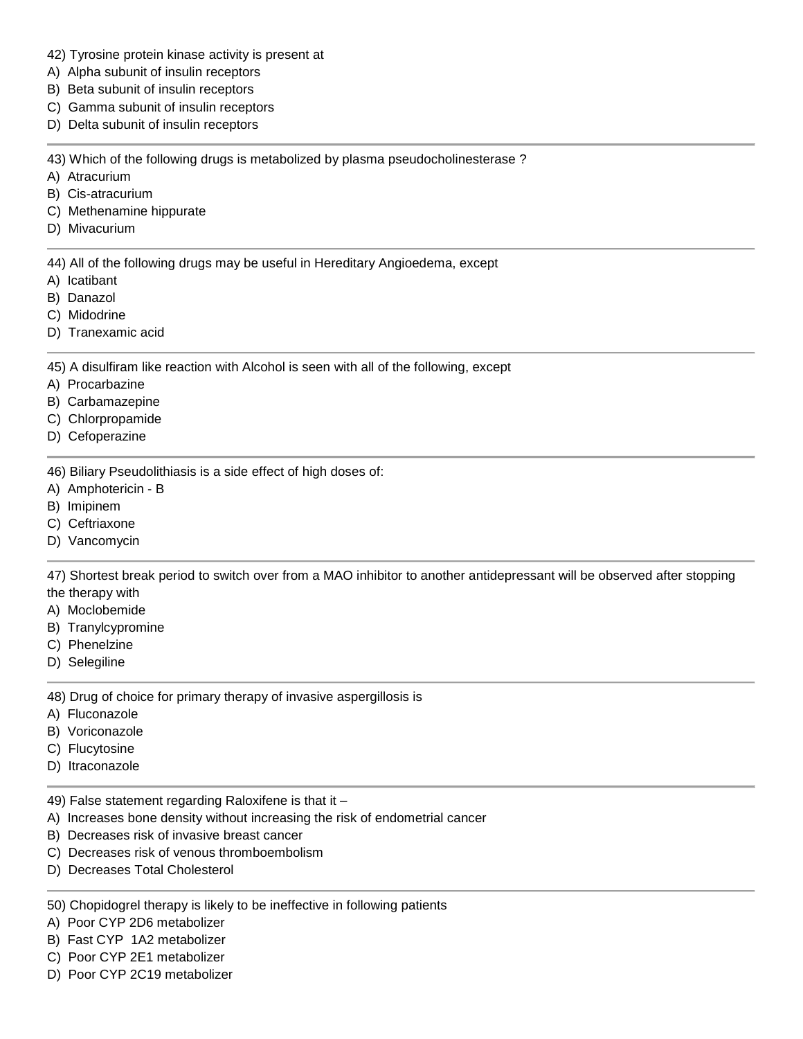42) Tyrosine protein kinase activity is present at
A) Alpha subunit of insulin receptors
B) Beta subunit of insulin receptors
C) Gamma subunit of insulin receptors
D) Delta subunit of insulin receptors

---

43) Which of the following drugs is metabolized by plasma pseudocholinesterase ?
A) Atracurium
B) Cis-atracurium
C) Methenamine hippurate
D) Mivacurium

---

44) All of the following drugs may be useful in Hereditary Angioedema, except
A) Icatibant
B) Danazol
C) Midodrine
D) Tranexamic acid

---

45) A disulfiram like reaction with Alcohol is seen with all of the following, except
A) Procarbazine
B) Carbamazepine
C) Chlorpropamide
D) Cefoperazine

---

46) Biliary Pseudolithiasis is a side effect of high doses of:
A) Amphotericin - B
B) Imipinem
C) Ceftriaxone
D) Vancomycin

---

47) Shortest break period to switch over from a MAO inhibitor to another antidepressant will be observed after stopping the therapy with
A) Moclobemide
B) Tranylcypromine
C) Phenelzine
D) Selegiline

---

48) Drug of choice for primary therapy of invasive aspergillosis is
A) Fluconazole
B) Voriconazole
C) Flucytosine
D) Itraconazole

---

49) False statement regarding Raloxifene is that it –
A) Increases bone density without increasing the risk of endometrial cancer
B) Decreases risk of invasive breast cancer
C) Decreases risk of venous thromboembolism
D) Decreases Total Cholesterol

---

50) Chopidogrel therapy is likely to be ineffective in following patients
A) Poor CYP 2D6 metabolizer
B) Fast CYP 1A2 metabolizer
C) Poor CYP 2E1 metabolizer
D) Poor CYP 2C19 metabolizer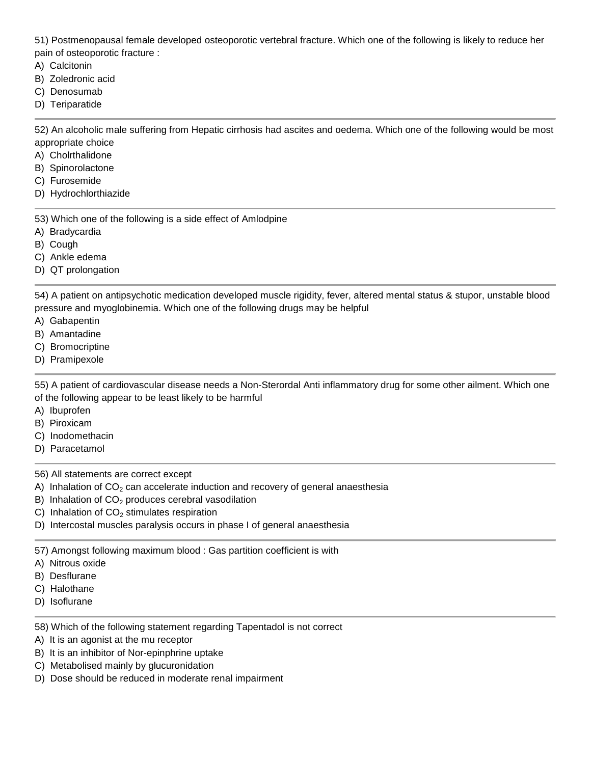51) Postmenopausal female developed osteoporotic vertebral fracture. Which one of the following is likely to reduce her pain of osteoporotic fracture :

A) Calcitonin
B) Zoledronic acid
C) Denosumab
D) Teriparatide

---

52) An alcoholic male suffering from Hepatic cirrhosis had ascites and oedema. Which one of the following would be most appropriate choice

A) Cholrthalidone
B) Spinorolactone
C) Furosemide
D) Hydrochlorthiazide

---

53) Which one of the following is a side effect of Amlodpine

A) Bradycardia
B) Cough
C) Ankle edema
D) QT prolongation

---

54) A patient on antipsychotic medication developed muscle rigidity, fever, altered mental status & stupor, unstable blood pressure and myoglobinemia. Which one of the following drugs may be helpful

A) Gabapentin
B) Amantadine
C) Bromocriptine
D) Pramipexole

---

55) A patient of cardiovascular disease needs a Non-Sterordal Anti inflammatory drug for some other ailment. Which one of the following appear to be least likely to be harmful

A) Ibuprofen
B) Piroxicam
C) Inodomethacin
D) Paracetamol

---

56) All statements are correct except

A) Inhalation of $CO_2$ can accelerate induction and recovery of general anaesthesia
B) Inhalation of $CO_2$ produces cerebral vasodilation
C) Inhalation of $CO_2$ stimulates respiration
D) Intercostal muscles paralysis occurs in phase I of general anaesthesia

---

57) Amongst following maximum blood : Gas partition coefficient is with

A) Nitrous oxide
B) Desflurane
C) Halothane
D) Isoflurane

---

58) Which of the following statement regarding Tapentadol is not correct

A) It is an agonist at the mu receptor
B) It is an inhibitor of Nor-epinphrine uptake
C) Metabolised mainly by glucuronidation
D) Dose should be reduced in moderate renal impairment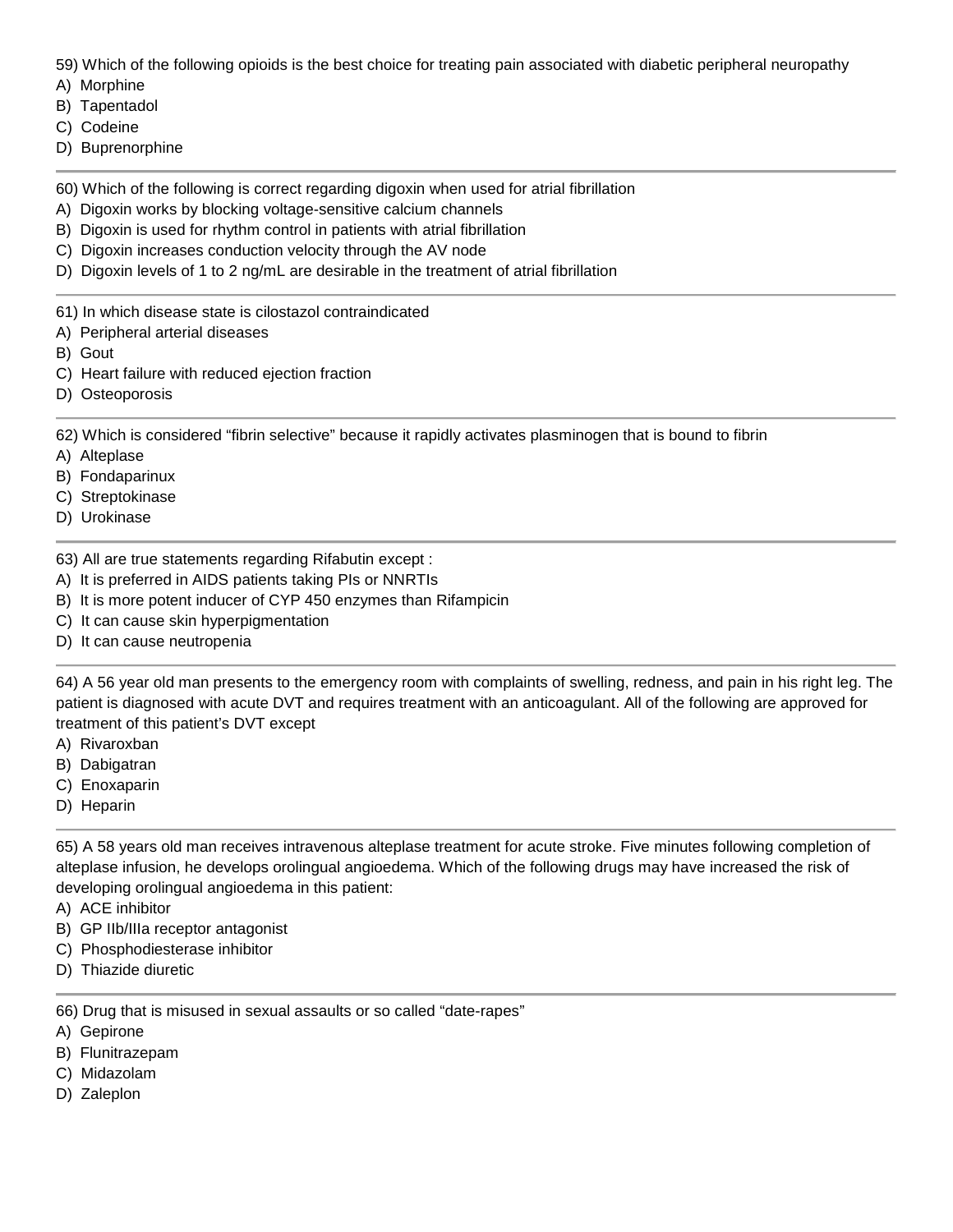59) Which of the following opioids is the best choice for treating pain associated with diabetic peripheral neuropathy

A) Morphine
B) Tapentadol
C) Codeine
D) Buprenorphine

---

60) Which of the following is correct regarding digoxin when used for atrial fibrillation

A) Digoxin works by blocking voltage-sensitive calcium channels
B) Digoxin is used for rhythm control in patients with atrial fibrillation
C) Digoxin increases conduction velocity through the AV node
D) Digoxin levels of 1 to 2 ng/mL are desirable in the treatment of atrial fibrillation

---

61) In which disease state is cilostazol contraindicated

A) Peripheral arterial diseases
B) Gout
C) Heart failure with reduced ejection fraction
D) Osteoporosis

---

62) Which is considered “fibrin selective” because it rapidly activates plasminogen that is bound to fibrin

A) Alteplase
B) Fondaparinux
C) Streptokinase
D) Urokinase

---

63) All are true statements regarding Rifabutin except :

A) It is preferred in AIDS patients taking PIs or NNRTIs
B) It is more potent inducer of CYP 450 enzymes than Rifampicin
C) It can cause skin hyperpigmentation
D) It can cause neutropenia

---

64) A 56 year old man presents to the emergency room with complaints of swelling, redness, and pain in his right leg. The patient is diagnosed with acute DVT and requires treatment with an anticoagulant. All of the following are approved for treatment of this patient’s DVT except

A) Rivaroxban
B) Dabigatran
C) Enoxaparin
D) Heparin

---

65) A 58 years old man receives intravenous alteplase treatment for acute stroke. Five minutes following completion of alteplase infusion, he develops orolingual angioedema. Which of the following drugs may have increased the risk of developing orolingual angioedema in this patient:

A) ACE inhibitor
B) GP IIb/IIIa receptor antagonist
C) Phosphodiesterase inhibitor
D) Thiazide diuretic

---

66) Drug that is misused in sexual assaults or so called “date-rapes”

A) Gepirone
B) Flunitrazepam
C) Midazolam
D) Zaleplon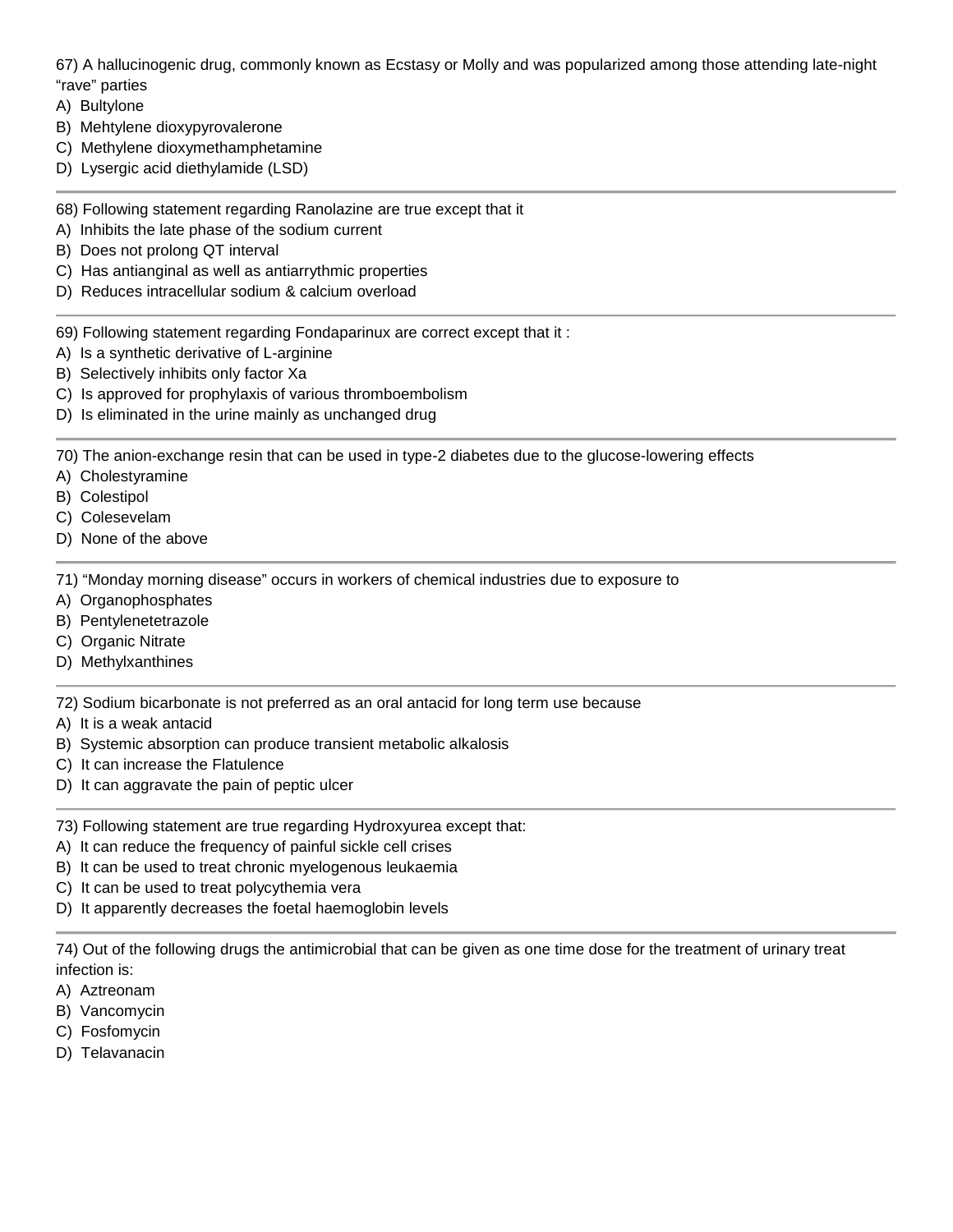67) A hallucinogenic drug, commonly known as Ecstasy or Molly and was popularized among those attending late-night “rave” parties

A) Bultylone
B) Mehtylene dioxypyrovalerone
C) Methylene dioxymethamphetamine
D) Lysergic acid diethylamide (LSD)

---

68) Following statement regarding Ranolazine are true except that it

A) Inhibits the late phase of the sodium current
B) Does not prolong QT interval
C) Has antianginal as well as antiarrythmic properties
D) Reduces intracellular sodium & calcium overload

---

69) Following statement regarding Fondaparinux are correct except that it :

A) Is a synthetic derivative of L-arginine
B) Selectively inhibits only factor Xa
C) Is approved for prophylaxis of various thromboembolism
D) Is eliminated in the urine mainly as unchanged drug

---

70) The anion-exchange resin that can be used in type-2 diabetes due to the glucose-lowering effects

A) Cholestyramine
B) Colestipol
C) Colesevelam
D) None of the above

---

71) “Monday morning disease” occurs in workers of chemical industries due to exposure to

A) Organophosphates
B) Pentylenetetrazole
C) Organic Nitrate
D) Methylxanthines

---

72) Sodium bicarbonate is not preferred as an oral antacid for long term use because

A) It is a weak antacid
B) Systemic absorption can produce transient metabolic alkalosis
C) It can increase the Flatulence
D) It can aggravate the pain of peptic ulcer

---

73) Following statement are true regarding Hydroxyurea except that:

A) It can reduce the frequency of painful sickle cell crises
B) It can be used to treat chronic myelogenous leukaemia
C) It can be used to treat polycythemia vera
D) It apparently decreases the foetal haemoglobin levels

---

74) Out of the following drugs the antimicrobial that can be given as one time dose for the treatment of urinary treat infection is:

A) Aztreonam
B) Vancomycin
C) Fosfomycin
D) Telavanacin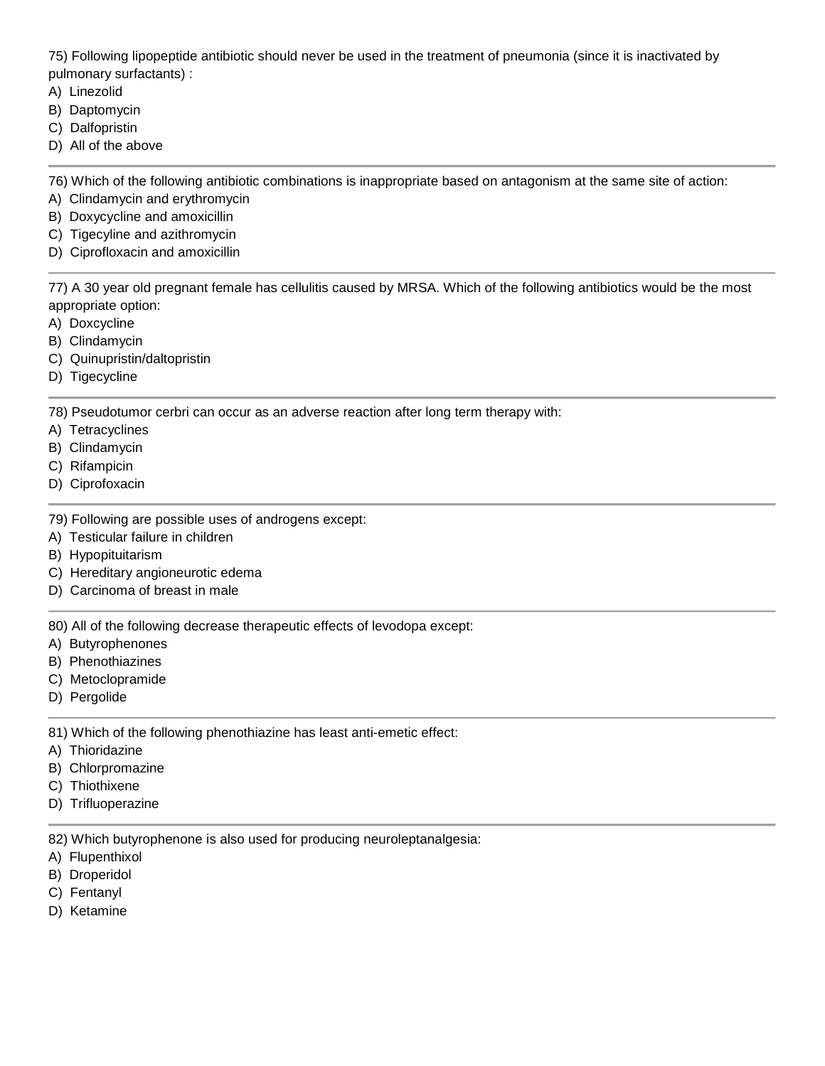75) Following lipopeptide antibiotic should never be used in the treatment of pneumonia (since it is inactivated by pulmonary surfactants) :

A) Linezolid
B) Daptomycin
C) Dalfopristin
D) All of the above

---

76) Which of the following antibiotic combinations is inappropriate based on antagonism at the same site of action:

A) Clindamycin and erythromycin
B) Doxycycline and amoxicillin
C) Tigecyline and azithromycin
D) Ciprofloxacin and amoxicillin

---

77) A 30 year old pregnant female has cellulitis caused by MRSA. Which of the following antibiotics would be the most appropriate option:

A) Doxcycline
B) Clindamycin
C) Quinupristin/daltopristin
D) Tigecycline

---

78) Pseudotumor cerbri can occur as an adverse reaction after long term therapy with:

A) Tetracyclines
B) Clindamycin
C) Rifampicin
D) Ciprofoxacin

---

79) Following are possible uses of androgens except:

A) Testicular failure in children
B) Hypopituitarism
C) Hereditary angioneurotic edema
D) Carcinoma of breast in male

---

80) All of the following decrease therapeutic effects of levodopa except:

A) Butyrophenones
B) Phenothiazines
C) Metoclopramide
D) Pergolide

---

81) Which of the following phenothiazine has least anti-emetic effect:

A) Thioridazine
B) Chlorpromazine
C) Thiothixene
D) Trifluoperazine

---

82) Which butyrophenone is also used for producing neuroleptanalgesia:

A) Flupenthixol
B) Droperidol
C) Fentanyl
D) Ketamine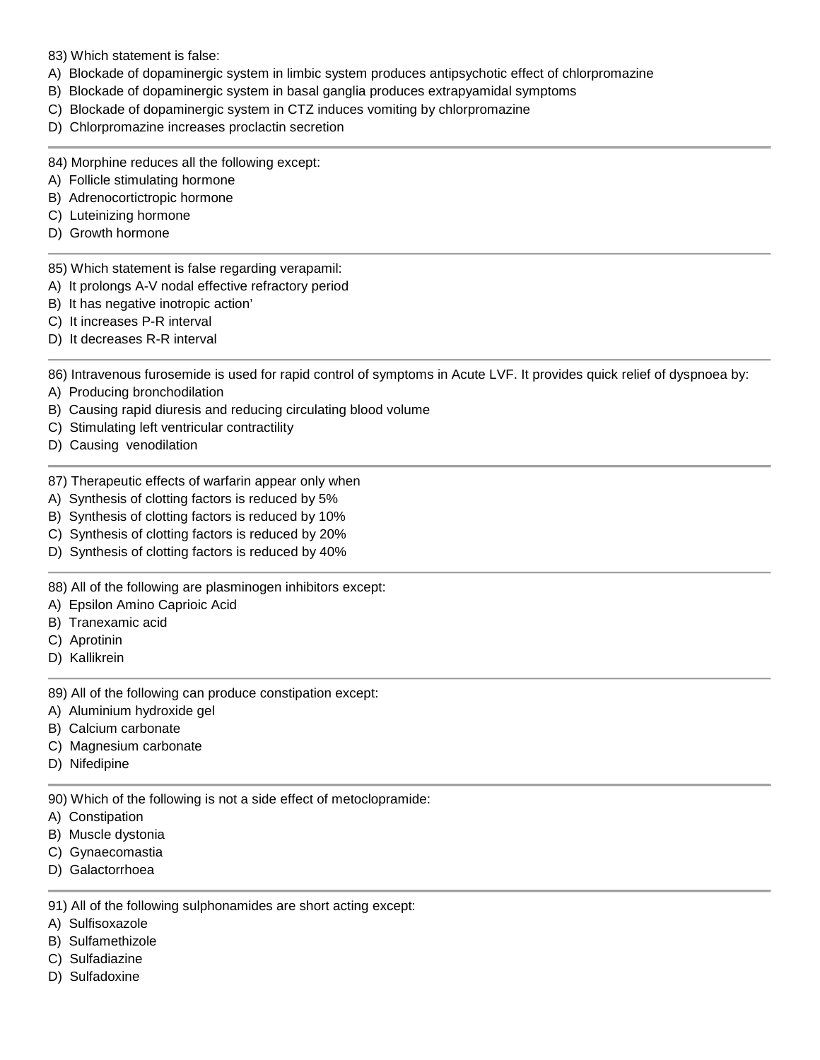83) Which statement is false:

A) Blockade of dopaminergic system in limbic system produces antipsychotic effect of chlorpromazine
B) Blockade of dopaminergic system in basal ganglia produces extrapyamidal symptoms
C) Blockade of dopaminergic system in CTZ induces vomiting by chlorpromazine
D) Chlorpromazine increases proclactin secretion

---

84) Morphine reduces all the following except:

A) Follicle stimulating hormone
B) Adrenocortictropic hormone
C) Luteinizing hormone
D) Growth hormone

---

85) Which statement is false regarding verapamil:

A) It prolongs A-V nodal effective refractory period
B) It has negative inotropic action'
C) It increases P-R interval
D) It decreases R-R interval

---

86) Intravenous furosemide is used for rapid control of symptoms in Acute LVF. It provides quick relief of dyspnoea by:

A) Producing bronchodilation
B) Causing rapid diuresis and reducing circulating blood volume
C) Stimulating left ventricular contractility
D) Causing venodilation

---

87) Therapeutic effects of warfarin appear only when

A) Synthesis of clotting factors is reduced by 5%
B) Synthesis of clotting factors is reduced by 10%
C) Synthesis of clotting factors is reduced by 20%
D) Synthesis of clotting factors is reduced by 40%

---

88) All of the following are plasminogen inhibitors except:

A) Epsilon Amino Caprioic Acid
B) Tranexamic acid
C) Aprotinin
D) Kallikrein

---

89) All of the following can produce constipation except:

A) Aluminium hydroxide gel
B) Calcium carbonate
C) Magnesium carbonate
D) Nifedipine

---

90) Which of the following is not a side effect of metoclopramide:

A) Constipation
B) Muscle dystonia
C) Gynaecomastia
D) Galactorrhoea

---

91) All of the following sulphonamides are short acting except:

A) Sulfisoxazole
B) Sulfamethizole
C) Sulfadiazine
D) Sulfadoxine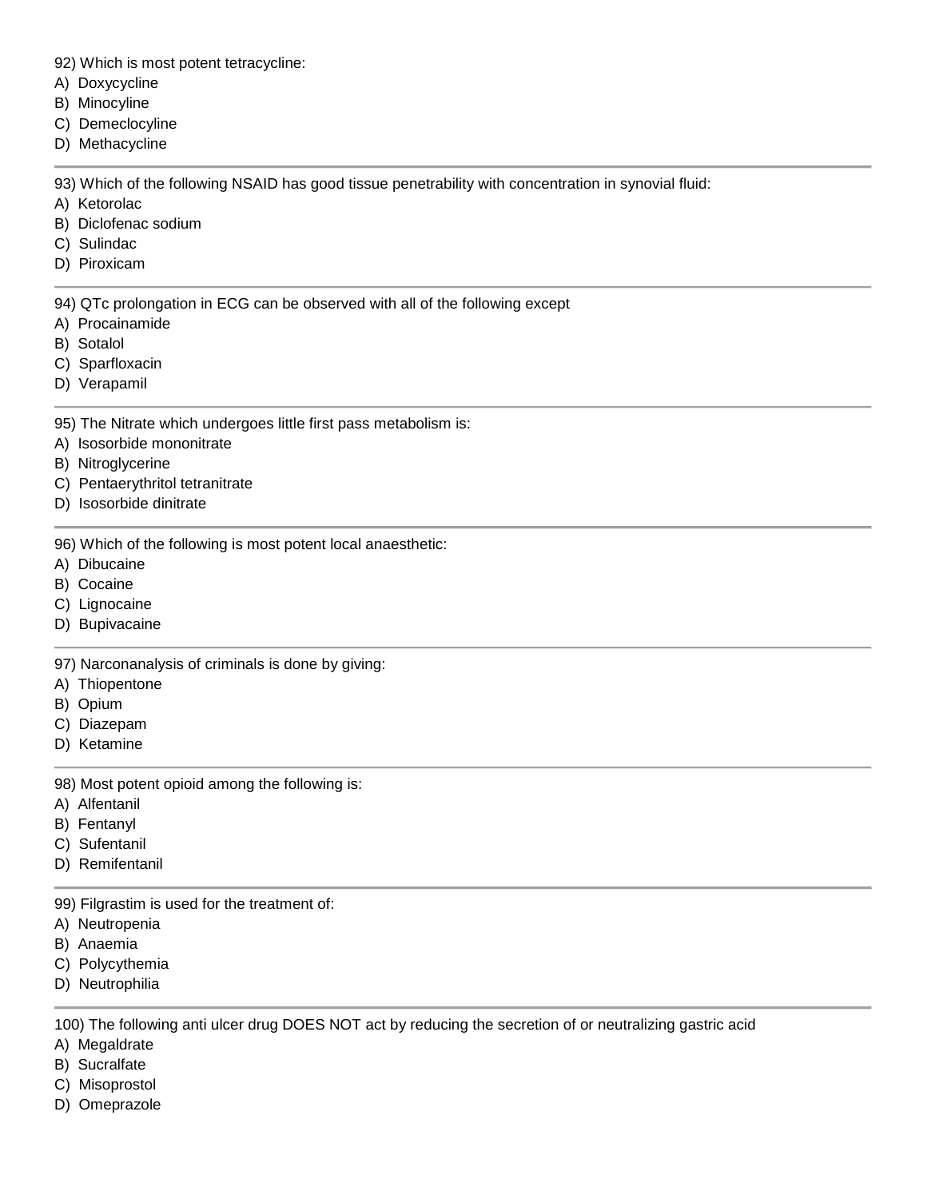92) Which is most potent tetracycline:
A) Doxycycline
B) Minocyline
C) Demeclocyline
D) Methacycline

---

93) Which of the following NSAID has good tissue penetrability with concentration in synovial fluid:
A) Ketorolac
B) Diclofenac sodium
C) Sulindac
D) Piroxicam

---

94) QTc prolongation in ECG can be observed with all of the following except
A) Procainamide
B) Sotalol
C) Sparfloxacin
D) Verapamil

---

95) The Nitrate which undergoes little first pass metabolism is:
A) Isosorbide mononitrate
B) Nitroglycerine
C) Pentaerythritol tetranitrate
D) Isosorbide dinitrate

---

96) Which of the following is most potent local anaesthetic:
A) Dibucaine
B) Cocaine
C) Lignocaine
D) Bupivacaine

---

97) Narconanalysis of criminals is done by giving:
A) Thiopentone
B) Opium
C) Diazepam
D) Ketamine

---

98) Most potent opioid among the following is:
A) Alfentanil
B) Fentanyl
C) Sufentanil
D) Remifentanil

---

99) Filgrastim is used for the treatment of:
A) Neutropenia
B) Anaemia
C) Polycythemia
D) Neutrophilia

---

100) The following anti ulcer drug DOES NOT act by reducing the secretion of or neutralizing gastric acid
A) Megaldrate
B) Sucralfate
C) Misoprostol
D) Omeprazole